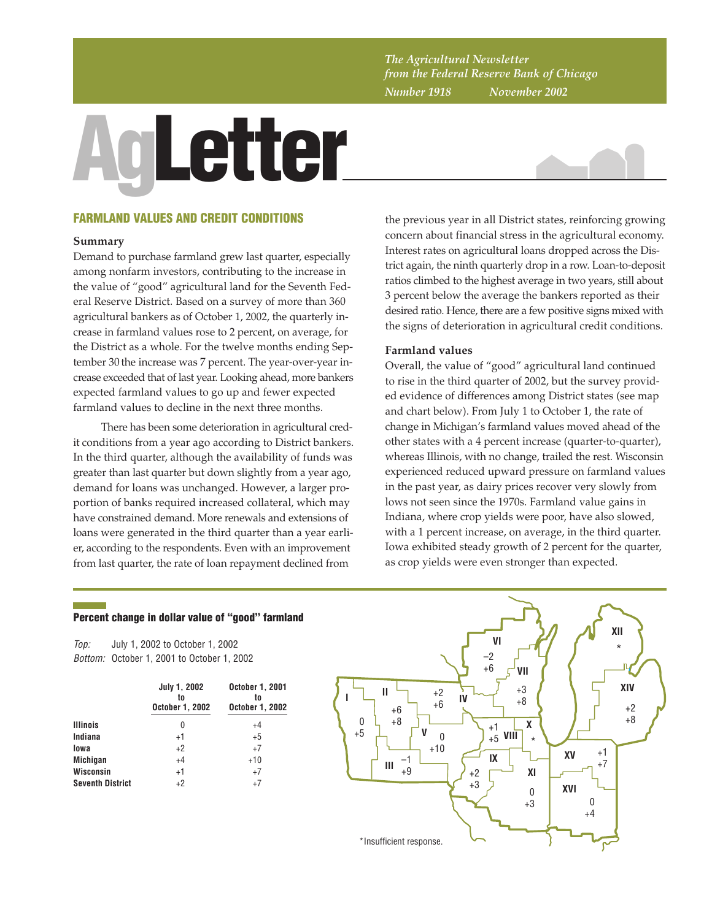*The Agricultural Newsletter from the Federal Reserve Bank of Chicago*
*Number 1918 November 2002*

# AgLetter

## FARMLAND VALUES AND CREDIT CONDITIONS

### Summary

Demand to purchase farmland grew last quarter, especially among nonfarm investors, contributing to the increase in the value of "good" agricultural land for the Seventh Federal Reserve District. Based on a survey of more than 360 agricultural bankers as of October 1, 2002, the quarterly increase in farmland values rose to 2 percent, on average, for the District as a whole. For the twelve months ending September 30 the increase was 7 percent. The year-over-year increase exceeded that of last year. Looking ahead, more bankers expected farmland values to go up and fewer expected farmland values to decline in the next three months.

There has been some deterioration in agricultural credit conditions from a year ago according to District bankers. In the third quarter, although the availability of funds was greater than last quarter but down slightly from a year ago, demand for loans was unchanged. However, a larger proportion of banks required increased collateral, which may have constrained demand. More renewals and extensions of loans were generated in the third quarter than a year earlier, according to the respondents. Even with an improvement from last quarter, the rate of loan repayment declined from the previous year in all District states, reinforcing growing concern about financial stress in the agricultural economy. Interest rates on agricultural loans dropped across the District again, the ninth quarterly drop in a row. Loan-to-deposit ratios climbed to the highest average in two years, still about 3 percent below the average the bankers reported as their desired ratio. Hence, there are a few positive signs mixed with the signs of deterioration in agricultural credit conditions.

### Farmland values

Overall, the value of "good" agricultural land continued to rise in the third quarter of 2002, but the survey provided evidence of differences among District states (see map and chart below). From July 1 to October 1, the rate of change in Michigan's farmland values moved ahead of the other states with a 4 percent increase (quarter-to-quarter), whereas Illinois, with no change, trailed the rest. Wisconsin experienced reduced upward pressure on farmland values in the past year, as dairy prices recover very slowly from lows not seen since the 1970s. Farmland value gains in Indiana, where crop yields were poor, have also slowed, with a 1 percent increase, on average, in the third quarter. Iowa exhibited steady growth of 2 percent for the quarter, as crop yields were even stronger than expected.

### Percent change in dollar value of "good" farmland

*Top:* July 1, 2002 to October 1, 2002
*Bottom:* October 1, 2001 to October 1, 2002

| | July 1, 2002 to October 1, 2002 | October 1, 2001 to October 1, 2002 |
|---|---|---|
| Illinois | 0 | +4 |
| Indiana | +1 | +5 |
| Iowa | +2 | +7 |
| Michigan | +4 | +10 |
| Wisconsin | +1 | +7 |
| Seventh District | +2 | +7 |

| District | Top | Bottom |
|---|---|---|
| I | 0 | +5 |
| II | +6 | +8 |
| III | –1 | +9 |
| IV | +2 | +6 |
| V | 0 | +10 |
| VI | –2 | +6 |
| VII | +3 | +8 |
| VIII | +1 | +5 |
| IX | +2 | +3 |
| X | * | |
| XI | 0 | +3 |
| XII | * | |
| XIV | +2 | +8 |
| XV | +1 | +7 |
| XVI | 0 | +4 |

*Insufficient response.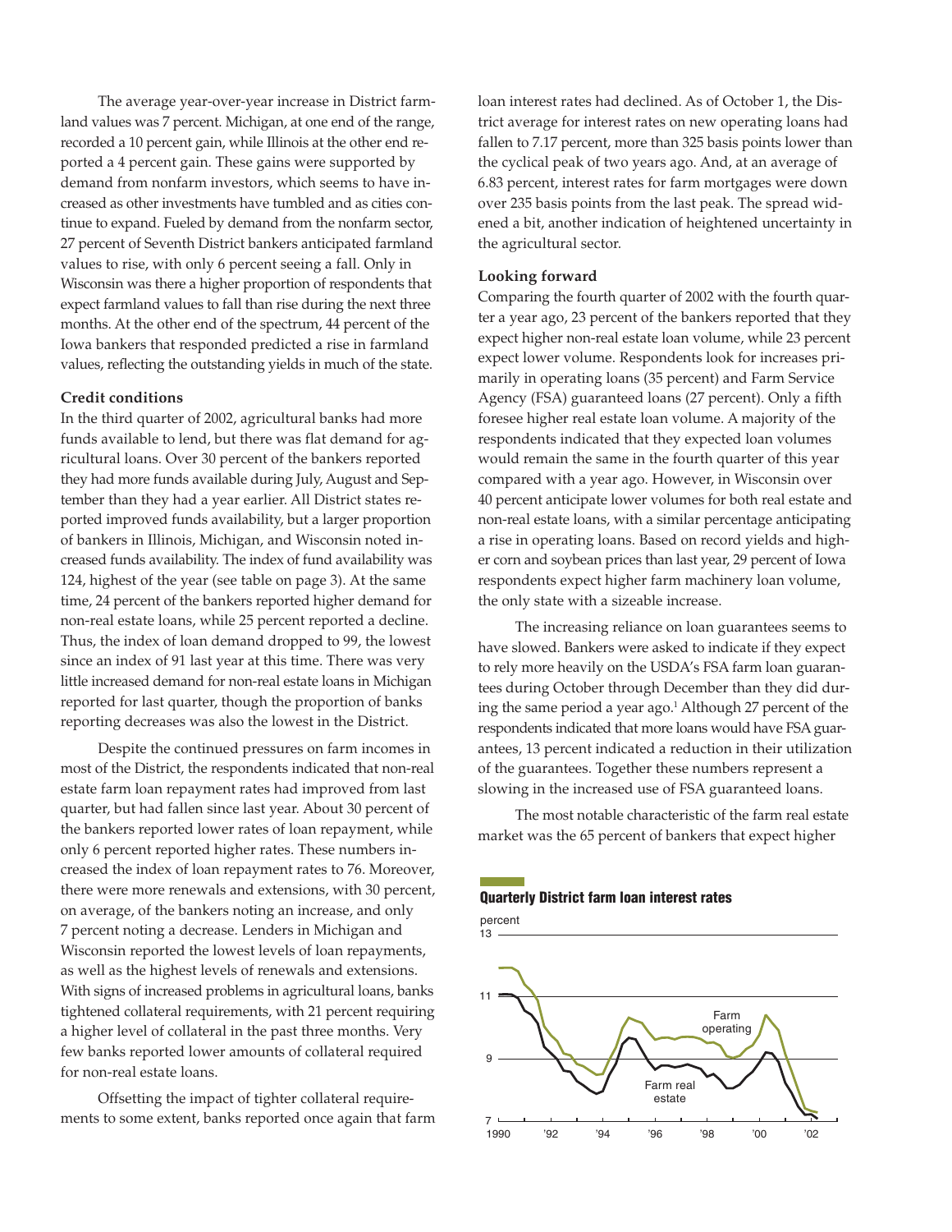The average year-over-year increase in District farmland values was 7 percent. Michigan, at one end of the range, recorded a 10 percent gain, while Illinois at the other end reported a 4 percent gain. These gains were supported by demand from nonfarm investors, which seems to have increased as other investments have tumbled and as cities continue to expand. Fueled by demand from the nonfarm sector, 27 percent of Seventh District bankers anticipated farmland values to rise, with only 6 percent seeing a fall. Only in Wisconsin was there a higher proportion of respondents that expect farmland values to fall than rise during the next three months. At the other end of the spectrum, 44 percent of the Iowa bankers that responded predicted a rise in farmland values, reflecting the outstanding yields in much of the state.

### Credit conditions

In the third quarter of 2002, agricultural banks had more funds available to lend, but there was flat demand for agricultural loans. Over 30 percent of the bankers reported they had more funds available during July, August and September than they had a year earlier. All District states reported improved funds availability, but a larger proportion of bankers in Illinois, Michigan, and Wisconsin noted increased funds availability. The index of fund availability was 124, highest of the year (see table on page 3). At the same time, 24 percent of the bankers reported higher demand for non-real estate loans, while 25 percent reported a decline. Thus, the index of loan demand dropped to 99, the lowest since an index of 91 last year at this time. There was very little increased demand for non-real estate loans in Michigan reported for last quarter, though the proportion of banks reporting decreases was also the lowest in the District.

Despite the continued pressures on farm incomes in most of the District, the respondents indicated that non-real estate farm loan repayment rates had improved from last quarter, but had fallen since last year. About 30 percent of the bankers reported lower rates of loan repayment, while only 6 percent reported higher rates. These numbers increased the index of loan repayment rates to 76. Moreover, there were more renewals and extensions, with 30 percent, on average, of the bankers noting an increase, and only 7 percent noting a decrease. Lenders in Michigan and Wisconsin reported the lowest levels of loan repayments, as well as the highest levels of renewals and extensions. With signs of increased problems in agricultural loans, banks tightened collateral requirements, with 21 percent requiring a higher level of collateral in the past three months. Very few banks reported lower amounts of collateral required for non-real estate loans.

Offsetting the impact of tighter collateral requirements to some extent, banks reported once again that farm loan interest rates had declined. As of October 1, the District average for interest rates on new operating loans had fallen to 7.17 percent, more than 325 basis points lower than the cyclical peak of two years ago. And, at an average of 6.83 percent, interest rates for farm mortgages were down over 235 basis points from the last peak. The spread widened a bit, another indication of heightened uncertainty in the agricultural sector.

### Looking forward

Comparing the fourth quarter of 2002 with the fourth quarter a year ago, 23 percent of the bankers reported that they expect higher non-real estate loan volume, while 23 percent expect lower volume. Respondents look for increases primarily in operating loans (35 percent) and Farm Service Agency (FSA) guaranteed loans (27 percent). Only a fifth foresee higher real estate loan volume. A majority of the respondents indicated that they expected loan volumes would remain the same in the fourth quarter of this year compared with a year ago. However, in Wisconsin over 40 percent anticipate lower volumes for both real estate and non-real estate loans, with a similar percentage anticipating a rise in operating loans. Based on record yields and higher corn and soybean prices than last year, 29 percent of Iowa respondents expect higher farm machinery loan volume, the only state with a sizeable increase.

The increasing reliance on loan guarantees seems to have slowed. Bankers were asked to indicate if they expect to rely more heavily on the USDA's FSA farm loan guarantees during October through December than they did during the same period a year ago.[1] Although 27 percent of the respondents indicated that more loans would have FSA guarantees, 13 percent indicated a reduction in their utilization of the guarantees. Together these numbers represent a slowing in the increased use of FSA guaranteed loans.

The most notable characteristic of the farm real estate market was the 65 percent of bankers that expect higher

**Quarterly District farm loan interest rates**

percent

13

11

9

7

1990 '92 '94 '96 '98 '00 '02

Farm operating

Farm real estate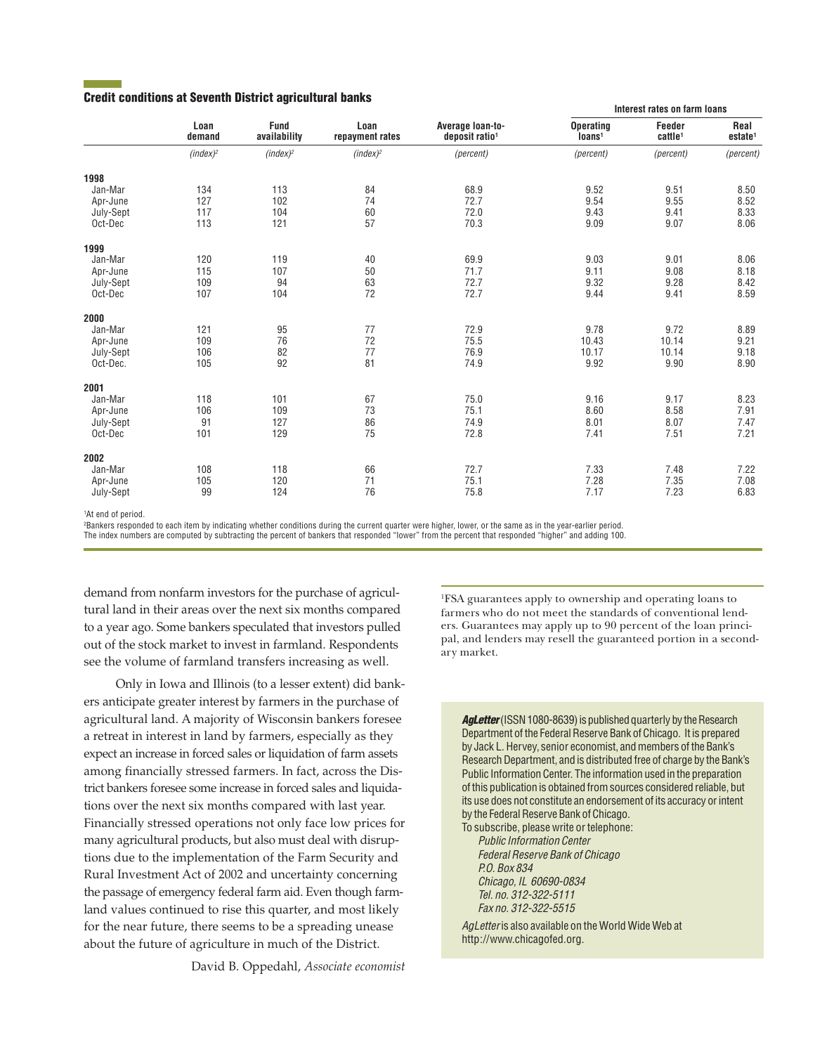## Credit conditions at Seventh District agricultural banks

| | Loan demand | Fund availability | Loan repayment rates | Average loan-to-deposit ratio[1] | Interest rates on farm loans | | |
|---|---|---|---|---|---|---|---|
| | | | | | Operating loans[1] | Feeder cattle[1] | Real estate[1] |
| | *(index)*[2] | *(index)*[2] | *(index)*[2] | *(percent)* | *(percent)* | *(percent)* | *(percent)* |
| **1998** | | | | | | | |
| Jan-Mar | 134 | 113 | 84 | 68.9 | 9.52 | 9.51 | 8.50 |
| Apr-June | 127 | 102 | 74 | 72.7 | 9.54 | 9.55 | 8.52 |
| July-Sept | 117 | 104 | 60 | 72.0 | 9.43 | 9.41 | 8.33 |
| Oct-Dec | 113 | 121 | 57 | 70.3 | 9.09 | 9.07 | 8.06 |
| **1999** | | | | | | | |
| Jan-Mar | 120 | 119 | 40 | 69.9 | 9.03 | 9.01 | 8.06 |
| Apr-June | 115 | 107 | 50 | 71.7 | 9.11 | 9.08 | 8.18 |
| July-Sept | 109 | 94 | 63 | 72.7 | 9.32 | 9.28 | 8.42 |
| Oct-Dec | 107 | 104 | 72 | 72.7 | 9.44 | 9.41 | 8.59 |
| **2000** | | | | | | | |
| Jan-Mar | 121 | 95 | 77 | 72.9 | 9.78 | 9.72 | 8.89 |
| Apr-June | 109 | 76 | 72 | 75.5 | 10.43 | 10.14 | 9.21 |
| July-Sept | 106 | 82 | 77 | 76.9 | 10.17 | 10.14 | 9.18 |
| Oct-Dec. | 105 | 92 | 81 | 74.9 | 9.92 | 9.90 | 8.90 |
| **2001** | | | | | | | |
| Jan-Mar | 118 | 101 | 67 | 75.0 | 9.16 | 9.17 | 8.23 |
| Apr-June | 106 | 109 | 73 | 75.1 | 8.60 | 8.58 | 7.91 |
| July-Sept | 91 | 127 | 86 | 74.9 | 8.01 | 8.07 | 7.47 |
| Oct-Dec | 101 | 129 | 75 | 72.8 | 7.41 | 7.51 | 7.21 |
| **2002** | | | | | | | |
| Jan-Mar | 108 | 118 | 66 | 72.7 | 7.33 | 7.48 | 7.22 |
| Apr-June | 105 | 120 | 71 | 75.1 | 7.28 | 7.35 | 7.08 |
| July-Sept | 99 | 124 | 76 | 75.8 | 7.17 | 7.23 | 6.83 |

[1]At end of period.
[2]Bankers responded to each item by indicating whether conditions during the current quarter were higher, lower, or the same as in the year-earlier period. The index numbers are computed by subtracting the percent of bankers that responded "lower" from the percent that responded "higher" and adding 100.

demand from nonfarm investors for the purchase of agricultural land in their areas over the next six months compared to a year ago. Some bankers speculated that investors pulled out of the stock market to invest in farmland. Respondents see the volume of farmland transfers increasing as well.

Only in Iowa and Illinois (to a lesser extent) did bankers anticipate greater interest by farmers in the purchase of agricultural land. A majority of Wisconsin bankers foresee a retreat in interest in land by farmers, especially as they expect an increase in forced sales or liquidation of farm assets among financially stressed farmers. In fact, across the District bankers foresee some increase in forced sales and liquidations over the next six months compared with last year. Financially stressed operations not only face low prices for many agricultural products, but also must deal with disruptions due to the implementation of the Farm Security and Rural Investment Act of 2002 and uncertainty concerning the passage of emergency federal farm aid. Even though farmland values continued to rise this quarter, and most likely for the near future, there seems to be a spreading unease about the future of agriculture in much of the District.

David B. Oppedahl, *Associate economist*

[1]FSA guarantees apply to ownership and operating loans to farmers who do not meet the standards of conventional lenders. Guarantees may apply up to 90 percent of the loan principal, and lenders may resell the guaranteed portion in a secondary market.

***AgLetter*** (ISSN 1080-8639) is published quarterly by the Research Department of the Federal Reserve Bank of Chicago. It is prepared by Jack L. Hervey, senior economist, and members of the Bank's Research Department, and is distributed free of charge by the Bank's Public Information Center. The information used in the preparation of this publication is obtained from sources considered reliable, but its use does not constitute an endorsement of its accuracy or intent by the Federal Reserve Bank of Chicago.
To subscribe, please write or telephone:
*Public Information Center*
*Federal Reserve Bank of Chicago*
*P.O. Box 834*
*Chicago, IL 60690-0834*
*Tel. no. 312-322-5111*
*Fax no. 312-322-5515*

*AgLetter* is also available on the World Wide Web at http://www.chicagofed.org.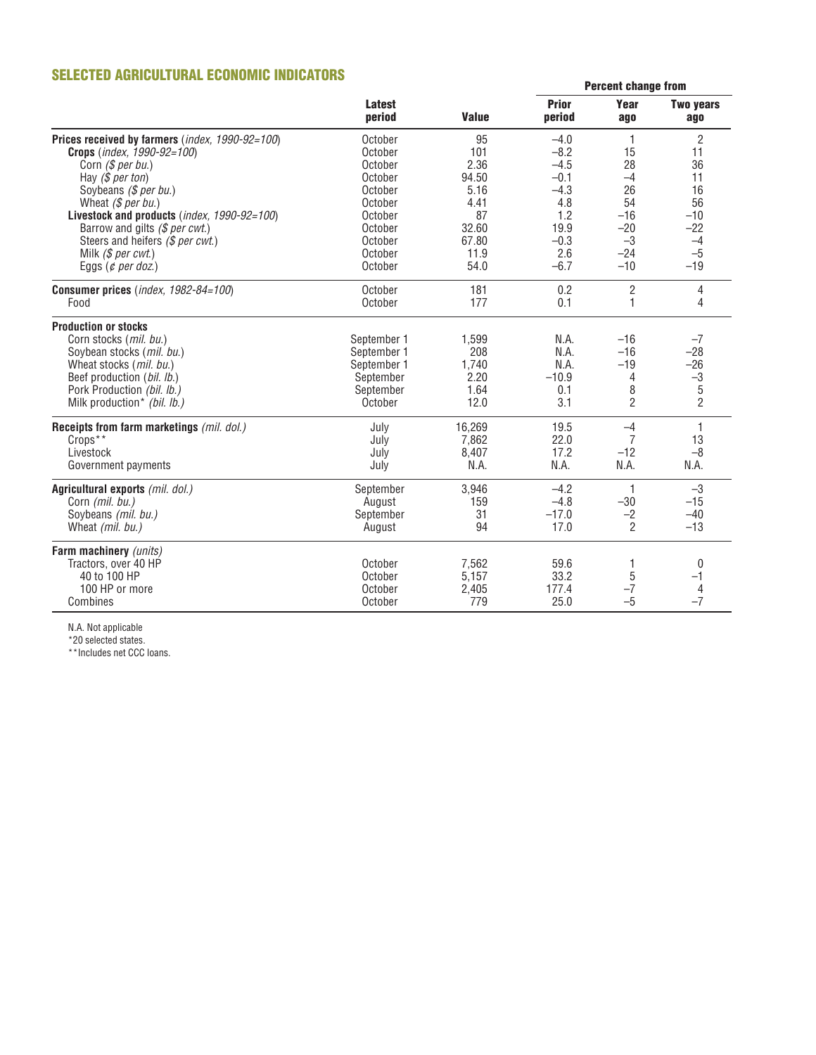## SELECTED AGRICULTURAL ECONOMIC INDICATORS

| | Latest period | Value | Percent change from Prior period | Year ago | Two years ago |
|---|---|---|---|---|---|
| **Prices received by farmers** (*index, 1990-92=100*) | October | 95 | –4.0 | 1 | 2 |
| **Crops** (*index, 1990-92=100*) | October | 101 | –8.2 | 15 | 11 |
| Corn (*$ per bu.*) | October | 2.36 | –4.5 | 28 | 36 |
| Hay (*$ per ton*) | October | 94.50 | –0.1 | –4 | 11 |
| Soybeans (*$ per bu.*) | October | 5.16 | –4.3 | 26 | 16 |
| Wheat (*$ per bu.*) | October | 4.41 | 4.8 | 54 | 56 |
| **Livestock and products** (*index, 1990-92=100*) | October | 87 | 1.2 | –16 | –10 |
| Barrow and gilts (*$ per cwt.*) | October | 32.60 | 19.9 | –20 | –22 |
| Steers and heifers (*$ per cwt.*) | October | 67.80 | –0.3 | –3 | –4 |
| Milk (*$ per cwt.*) | October | 11.9 | 2.6 | –24 | –5 |
| Eggs (*¢ per doz.*) | October | 54.0 | –6.7 | –10 | –19 |
| **Consumer prices** (*index, 1982-84=100*) | October | 181 | 0.2 | 2 | 4 |
| Food | October | 177 | 0.1 | 1 | 4 |
| **Production or stocks** | | | | | |
| Corn stocks (*mil. bu.*) | September 1 | 1,599 | N.A. | –16 | –7 |
| Soybean stocks (*mil. bu.*) | September 1 | 208 | N.A. | –16 | –28 |
| Wheat stocks (*mil. bu.*) | September 1 | 1,740 | N.A. | –19 | –26 |
| Beef production (*bil. lb.*) | September | 2.20 | –10.9 | 4 | –3 |
| Pork Production (*bil. lb.*) | September | 1.64 | 0.1 | 8 | 5 |
| Milk production* (*bil. lb.*) | October | 12.0 | 3.1 | 2 | 2 |
| **Receipts from farm marketings** (*mil. dol.*) | July | 16,269 | 19.5 | –4 | 1 |
| Crops** | July | 7,862 | 22.0 | 7 | 13 |
| Livestock | July | 8,407 | 17.2 | –12 | –8 |
| Government payments | July | N.A. | N.A. | N.A. | N.A. |
| **Agricultural exports** (*mil. dol.*) | September | 3,946 | –4.2 | 1 | –3 |
| Corn (*mil. bu.*) | August | 159 | –4.8 | –30 | –15 |
| Soybeans (*mil. bu.*) | September | 31 | –17.0 | –2 | –40 |
| Wheat (*mil. bu.*) | August | 94 | 17.0 | 2 | –13 |
| **Farm machinery** (*units*) | | | | | |
| Tractors, over 40 HP | October | 7,562 | 59.6 | 1 | 0 |
| 40 to 100 HP | October | 5,157 | 33.2 | 5 | –1 |
| 100 HP or more | October | 2,405 | 177.4 | –7 | 4 |
| Combines | October | 779 | 25.0 | –5 | –7 |

N.A. Not applicable

*20 selected states.

**Includes net CCC loans.